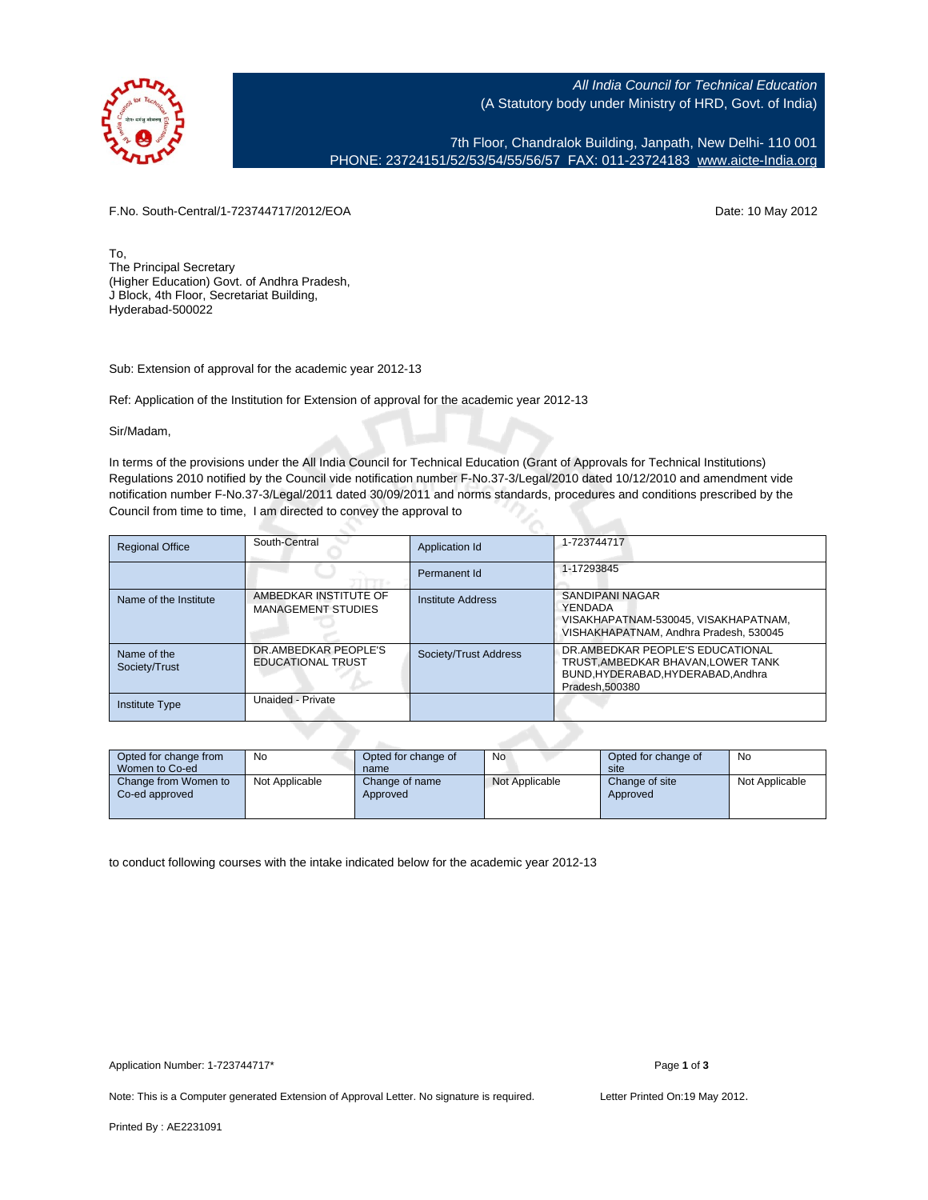*All India Council for Technical Education*
(A Statutory body under Ministry of HRD, Govt. of India)

7th Floor, Chandralok Building, Janpath, New Delhi- 110 001
PHONE: 23724151/52/53/54/55/56/57 FAX: 011-23724183 www.aicte-India.org

F.No. South-Central/1-723744717/2012/EOA

Date: 10 May 2012

To,
The Principal Secretary
(Higher Education) Govt. of Andhra Pradesh,
J Block, 4th Floor, Secretariat Building,
Hyderabad-500022

Sub: Extension of approval for the academic year 2012-13

Ref: Application of the Institution for Extension of approval for the academic year 2012-13

Sir/Madam,

In terms of the provisions under the All India Council for Technical Education (Grant of Approvals for Technical Institutions) Regulations 2010 notified by the Council vide notification number F-No.37-3/Legal/2010 dated 10/12/2010 and amendment vide notification number F-No.37-3/Legal/2011 dated 30/09/2011 and norms standards, procedures and conditions prescribed by the Council from time to time, I am directed to convey the approval to

| Regional Office | South-Central | Application Id | 1-723744717 |
|---|---|---|---|
| | | Permanent Id | 1-17293845 |
| Name of the Institute | AMBEDKAR INSTITUTE OF MANAGEMENT STUDIES | Institute Address | SANDIPANI NAGAR YENDADA VISAKHAPATNAM-530045, VISAKHAPATNAM, VISHAKHAPATNAM, Andhra Pradesh, 530045 |
| Name of the Society/Trust | DR.AMBEDKAR PEOPLE'S EDUCATIONAL TRUST | Society/Trust Address | DR.AMBEDKAR PEOPLE'S EDUCATIONAL TRUST,AMBEDKAR BHAVAN,LOWER TANK BUND,HYDERABAD,HYDERABAD,Andhra Pradesh,500380 |
| Institute Type | Unaided - Private | | |

| Opted for change from Women to Co-ed | No | Opted for change of name | No | Opted for change of site | No |
|---|---|---|---|---|---|
| Change from Women to Co-ed approved | Not Applicable | Change of name Approved | Not Applicable | Change of site Approved | Not Applicable |

to conduct following courses with the intake indicated below for the academic year 2012-13

Application Number: 1-723744717*

Note: This is a Computer generated Extension of Approval Letter. No signature is required.

Letter Printed On:19 May 2012.

Printed By : AE2231091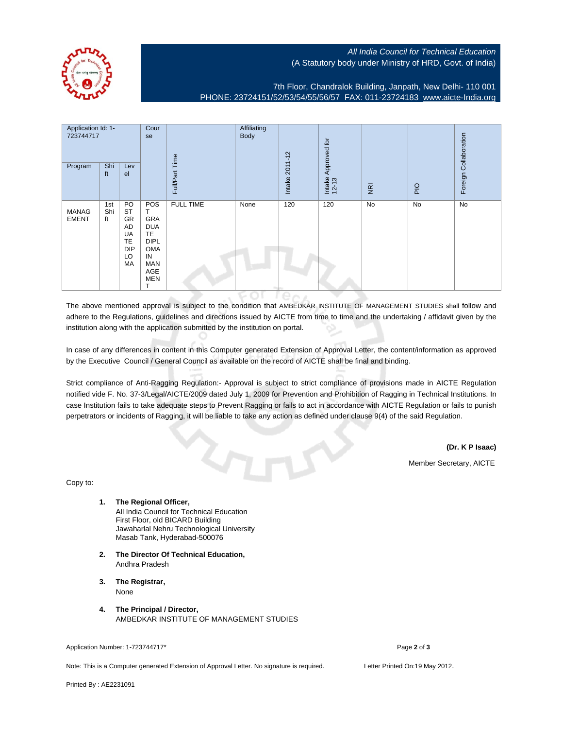All India Council for Technical Education
(A Statutory body under Ministry of HRD, Govt. of India)

7th Floor, Chandralok Building, Janpath, New Delhi- 110 001
PHONE: 23724151/52/53/54/55/56/57 FAX: 011-23724183 www.aicte-India.org

| Application Id: 1-723744717 | | | Course | Full/Part Time | Affiliating Body | Intake 2011-12 | Intake Approved for 12-13 | NRI | PIO | Foreign Collaboration |
|---|---|---|---|---|---|---|---|---|---|---|
| Program | Shift | Level | | | | | | | | |
| MANAGEMENT | 1st Shift | POST GRADUATE DIPLOMA | POST GRADUATE DIPLOMA IN MANAGEMENT | FULL TIME | None | 120 | 120 | No | No | No |

The above mentioned approval is subject to the condition that AMBEDKAR INSTITUTE OF MANAGEMENT STUDIES shall follow and adhere to the Regulations, guidelines and directions issued by AICTE from time to time and the undertaking / affidavit given by the institution along with the application submitted by the institution on portal.

In case of any differences in content in this Computer generated Extension of Approval Letter, the content/information as approved by the Executive Council / General Council as available on the record of AICTE shall be final and binding.

Strict compliance of Anti-Ragging Regulation:- Approval is subject to strict compliance of provisions made in AICTE Regulation notified vide F. No. 37-3/Legal/AICTE/2009 dated July 1, 2009 for Prevention and Prohibition of Ragging in Technical Institutions. In case Institution fails to take adequate steps to Prevent Ragging or fails to act in accordance with AICTE Regulation or fails to punish perpetrators or incidents of Ragging, it will be liable to take any action as defined under clause 9(4) of the said Regulation.

**(Dr. K P Isaac)**

Member Secretary, AICTE

Copy to:

1. **The Regional Officer,**
   All India Council for Technical Education
   First Floor, old BICARD Building
   Jawaharlal Nehru Technological University
   Masab Tank, Hyderabad-500076

2. **The Director Of Technical Education,**
   Andhra Pradesh

3. **The Registrar,**
   None

4. **The Principal / Director,**
   AMBEDKAR INSTITUTE OF MANAGEMENT STUDIES

Application Number: 1-723744717*

Note: This is a Computer generated Extension of Approval Letter. No signature is required.

Letter Printed On:19 May 2012.

Printed By : AE2231091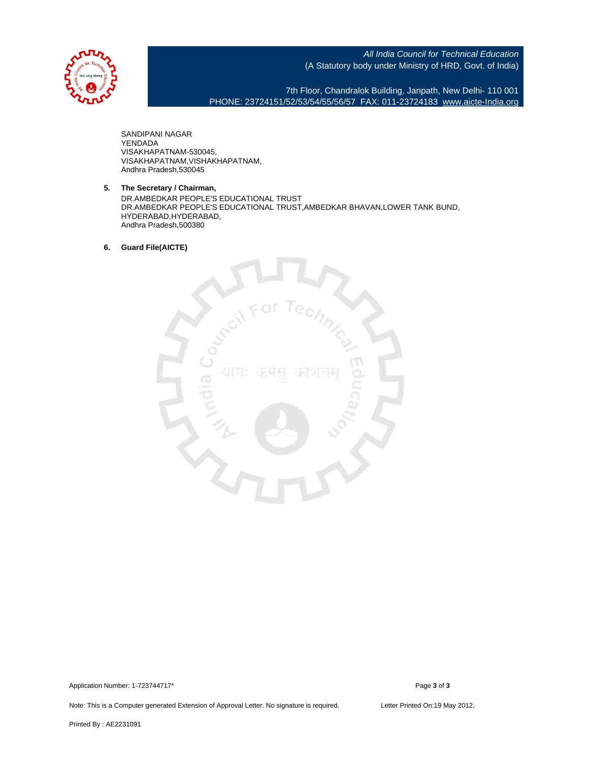SANDIPANI NAGAR
YENDADA
VISAKHAPATNAM-530045,
VISAKHAPATNAM,VISHAKHAPATNAM,
Andhra Pradesh,530045

5. **The Secretary / Chairman,**
   DR.AMBEDKAR PEOPLE'S EDUCATIONAL TRUST
   DR.AMBEDKAR PEOPLE'S EDUCATIONAL TRUST,AMBEDKAR BHAVAN,LOWER TANK BUND,
   HYDERABAD,HYDERABAD,
   Andhra Pradesh,500380

6. **Guard File(AICTE)**

Application Number: 1-723744717*

Note: This is a Computer generated Extension of Approval Letter. No signature is required.

Letter Printed On:19 May 2012.

Printed By : AE2231091